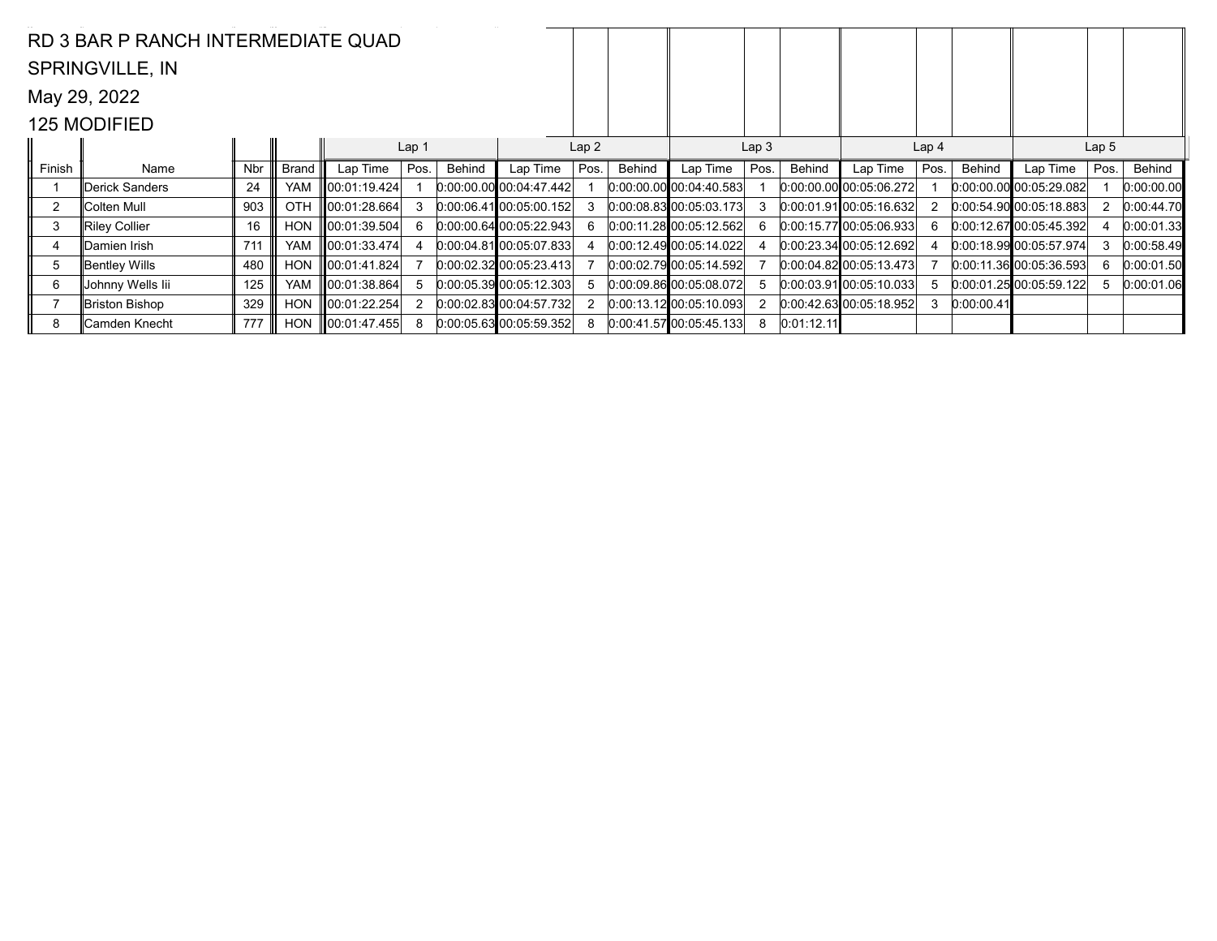RD 3 BAR P RANCH INTERMEDIATE QUAD

SPRINGVILLE, IN

May 29, 2022

125 MODIFIED

| | | | | Lap 1 | | | Lap 2 | | | Lap 3 | | | Lap 4 | | | Lap 5 | | |
|---|---|---|---|---|---|---|---|---|---|---|---|---|---|---|---|---|---|---|
| Finish | Name | Nbr | Brand | Lap Time | Pos. | Behind | Lap Time | Pos. | Behind | Lap Time | Pos. | Behind | Lap Time | Pos. | Behind | Lap Time | Pos. | Behind |
| 1 | Derick Sanders | 24 | YAM | 00:01:19.424 | 1 | 0:00:00.00 | 00:04:47.442 | 1 | 0:00:00.00 | 00:04:40.583 | 1 | 0:00:00.00 | 00:05:06.272 | 1 | 0:00:00.00 | 00:05:29.082 | 1 | 0:00:00.00 |
| 2 | Colten Mull | 903 | OTH | 00:01:28.664 | 3 | 0:00:06.41 | 00:05:00.152 | 3 | 0:00:08.83 | 00:05:03.173 | 3 | 0:00:01.91 | 00:05:16.632 | 2 | 0:00:54.90 | 00:05:18.883 | 2 | 0:00:44.70 |
| 3 | Riley Collier | 16 | HON | 00:01:39.504 | 6 | 0:00:00.64 | 00:05:22.943 | 6 | 0:00:11.28 | 00:05:12.562 | 6 | 0:00:15.77 | 00:05:06.933 | 6 | 0:00:12.67 | 00:05:45.392 | 4 | 0:00:01.33 |
| 4 | Damien Irish | 711 | YAM | 00:01:33.474 | 4 | 0:00:04.81 | 00:05:07.833 | 4 | 0:00:12.49 | 00:05:14.022 | 4 | 0:00:23.34 | 00:05:12.692 | 4 | 0:00:18.99 | 00:05:57.974 | 3 | 0:00:58.49 |
| 5 | Bentley Wills | 480 | HON | 00:01:41.824 | 7 | 0:00:02.32 | 00:05:23.413 | 7 | 0:00:02.79 | 00:05:14.592 | 7 | 0:00:04.82 | 00:05:13.473 | 7 | 0:00:11.36 | 00:05:36.593 | 6 | 0:00:01.50 |
| 6 | Johnny Wells Iii | 125 | YAM | 00:01:38.864 | 5 | 0:00:05.39 | 00:05:12.303 | 5 | 0:00:09.86 | 00:05:08.072 | 5 | 0:00:03.91 | 00:05:10.033 | 5 | 0:00:01.25 | 00:05:59.122 | 5 | 0:00:01.06 |
| 7 | Briston Bishop | 329 | HON | 00:01:22.254 | 2 | 0:00:02.83 | 00:04:57.732 | 2 | 0:00:13.12 | 00:05:10.093 | 2 | 0:00:42.63 | 00:05:18.952 | 3 | 0:00:00.41 | | | |
| 8 | Camden Knecht | 777 | HON | 00:01:47.455 | 8 | 0:00:05.63 | 00:05:59.352 | 8 | 0:00:41.57 | 00:05:45.133 | 8 | 0:01:12.11 | | | | | | |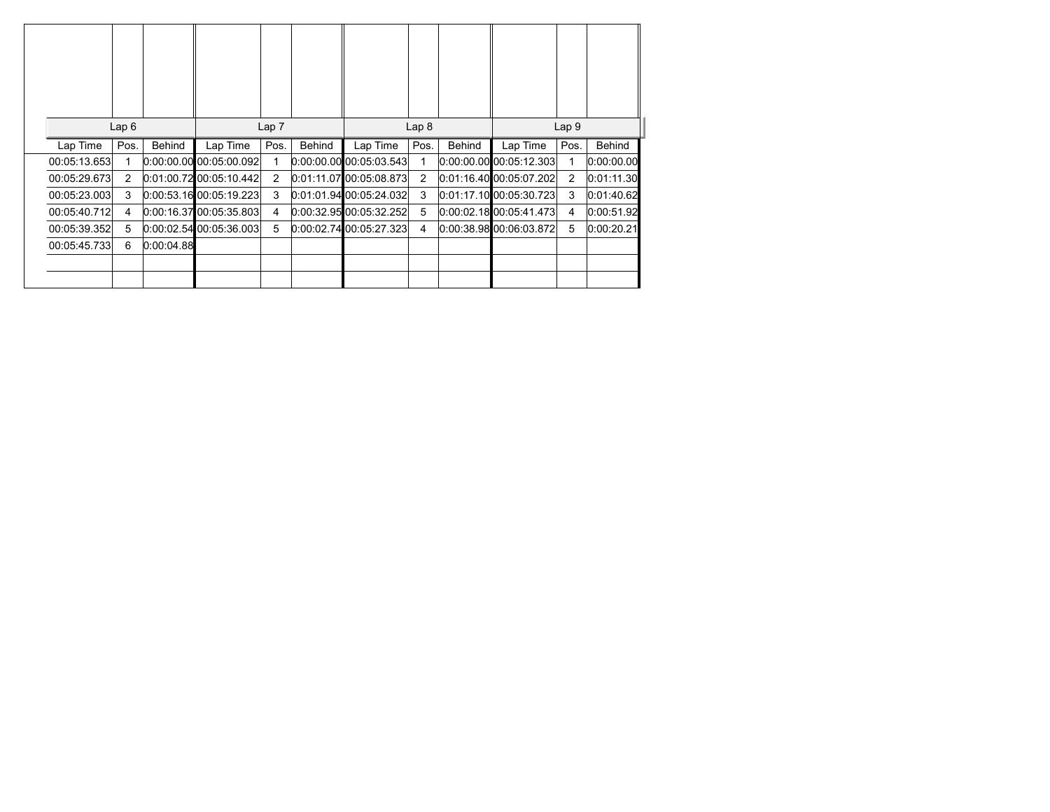| Lap 6 | | | Lap 7 | | | Lap 8 | | | Lap 9 | | |
|---|---|---|---|---|---|---|---|---|---|---|---|
| Lap Time | Pos. | Behind | Lap Time | Pos. | Behind | Lap Time | Pos. | Behind | Lap Time | Pos. | Behind |
| 00:05:13.653 | 1 | 0:00:00.00 | 00:05:00.092 | 1 | 0:00:00.00 | 00:05:03.543 | 1 | 0:00:00.00 | 00:05:12.303 | 1 | 0:00:00.00 |
| 00:05:29.673 | 2 | 0:01:00.72 | 00:05:10.442 | 2 | 0:01:11.07 | 00:05:08.873 | 2 | 0:01:16.40 | 00:05:07.202 | 2 | 0:01:11.30 |
| 00:05:23.003 | 3 | 0:00:53.16 | 00:05:19.223 | 3 | 0:01:01.94 | 00:05:24.032 | 3 | 0:01:17.10 | 00:05:30.723 | 3 | 0:01:40.62 |
| 00:05:40.712 | 4 | 0:00:16.37 | 00:05:35.803 | 4 | 0:00:32.95 | 00:05:32.252 | 5 | 0:00:02.18 | 00:05:41.473 | 4 | 0:00:51.92 |
| 00:05:39.352 | 5 | 0:00:02.54 | 00:05:36.003 | 5 | 0:00:02.74 | 00:05:27.323 | 4 | 0:00:38.98 | 00:06:03.872 | 5 | 0:00:20.21 |
| 00:05:45.733 | 6 | 0:00:04.88 | | | | | | | | | |
| | | | | | | | | | | | |
| | | | | | | | | | | | |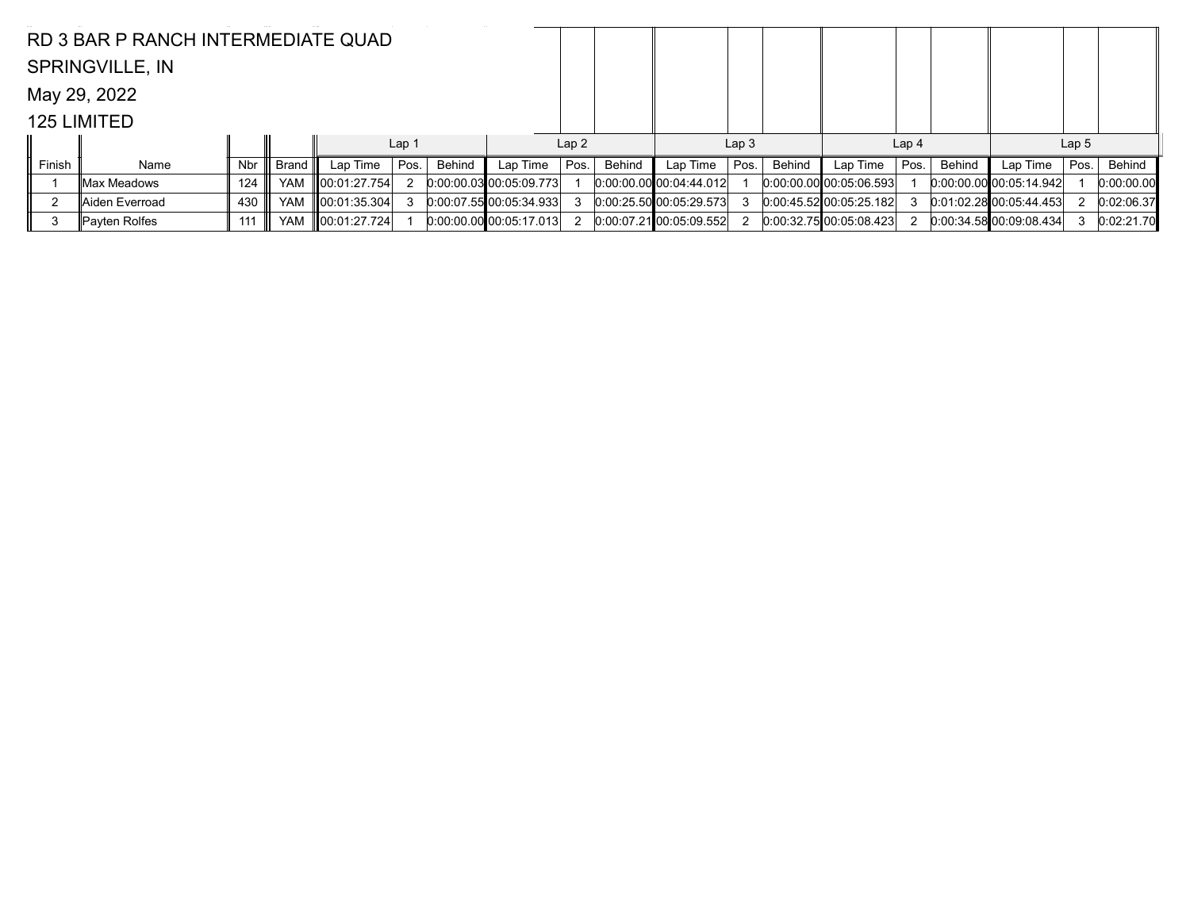RD 3 BAR P RANCH INTERMEDIATE QUAD

SPRINGVILLE, IN

May 29, 2022

125 LIMITED

| | | | | Lap 1 | | | Lap 2 | | | Lap 3 | | | Lap 4 | | | Lap 5 | | |
|---|---|---|---|---|---|---|---|---|---|---|---|---|---|---|---|---|---|---|
| Finish | Name | Nbr | Brand | Lap Time | Pos. | Behind | Lap Time | Pos. | Behind | Lap Time | Pos. | Behind | Lap Time | Pos. | Behind | Lap Time | Pos. | Behind |
| 1 | Max Meadows | 124 | YAM | 00:01:27.754 | 2 | 0:00:00.03 | 00:05:09.773 | 1 | 0:00:00.00 | 00:04:44.012 | 1 | 0:00:00.00 | 00:05:06.593 | 1 | 0:00:00.00 | 00:05:14.942 | 1 | 0:00:00.00 |
| 2 | Aiden Everroad | 430 | YAM | 00:01:35.304 | 3 | 0:00:07.55 | 00:05:34.933 | 3 | 0:00:25.50 | 00:05:29.573 | 3 | 0:00:45.52 | 00:05:25.182 | 3 | 0:01:02.28 | 00:05:44.453 | 2 | 0:02:06.37 |
| 3 | Payten Rolfes | 111 | YAM | 00:01:27.724 | 1 | 0:00:00.00 | 00:05:17.013 | 2 | 0:00:07.21 | 00:05:09.552 | 2 | 0:00:32.75 | 00:05:08.423 | 2 | 0:00:34.58 | 00:09:08.434 | 3 | 0:02:21.70 |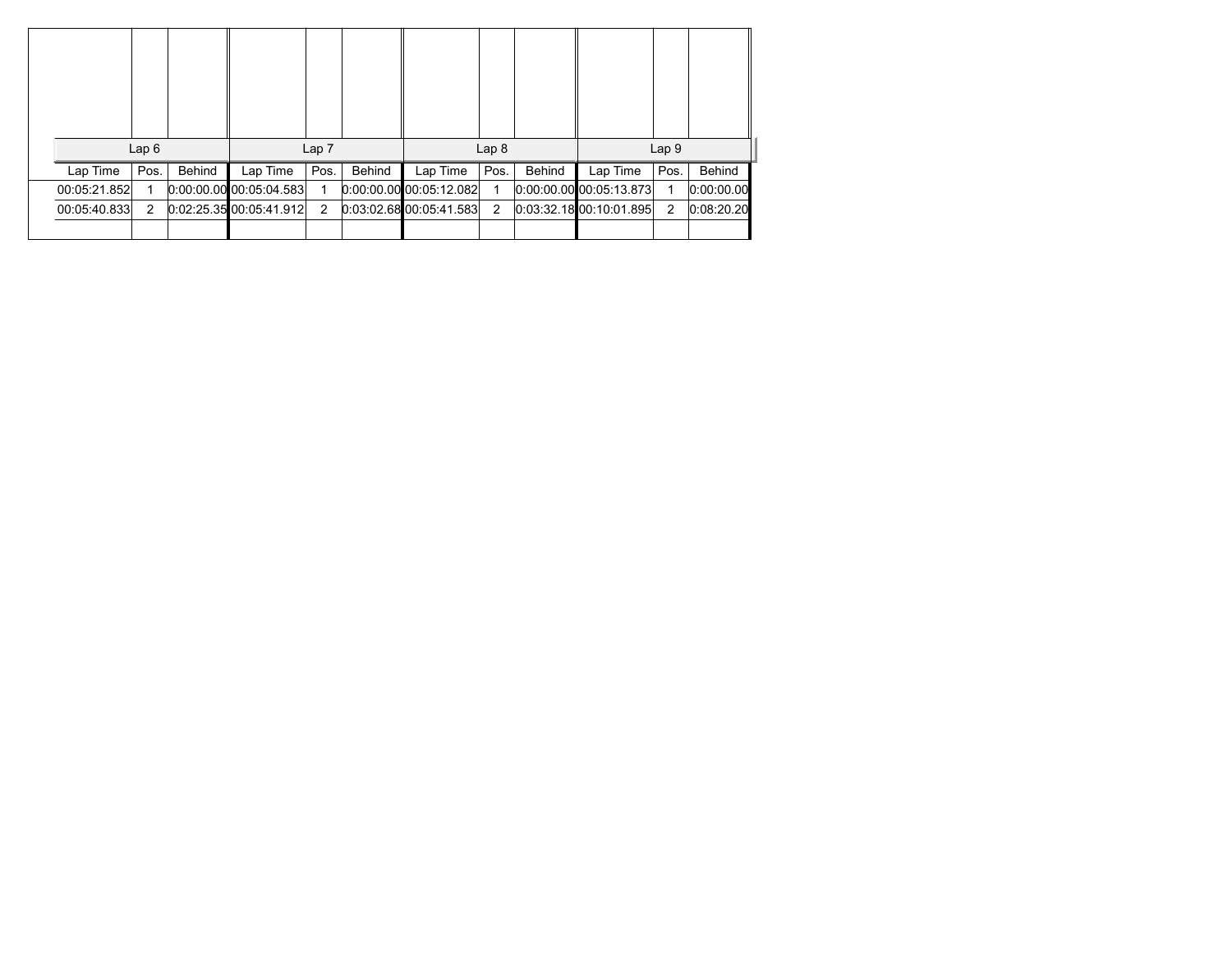| Lap 6 | | | Lap 7 | | | Lap 8 | | | Lap 9 | | |
|---|---|---|---|---|---|---|---|---|---|---|---|
| Lap Time | Pos. | Behind | Lap Time | Pos. | Behind | Lap Time | Pos. | Behind | Lap Time | Pos. | Behind |
| 00:05:21.852 | 1 | 0:00:00.00 | 00:05:04.583 | 1 | 0:00:00.00 | 00:05:12.082 | 1 | 0:00:00.00 | 00:05:13.873 | 1 | 0:00:00.00 |
| 00:05:40.833 | 2 | 0:02:25.35 | 00:05:41.912 | 2 | 0:03:02.68 | 00:05:41.583 | 2 | 0:03:32.18 | 00:10:01.895 | 2 | 0:08:20.20 |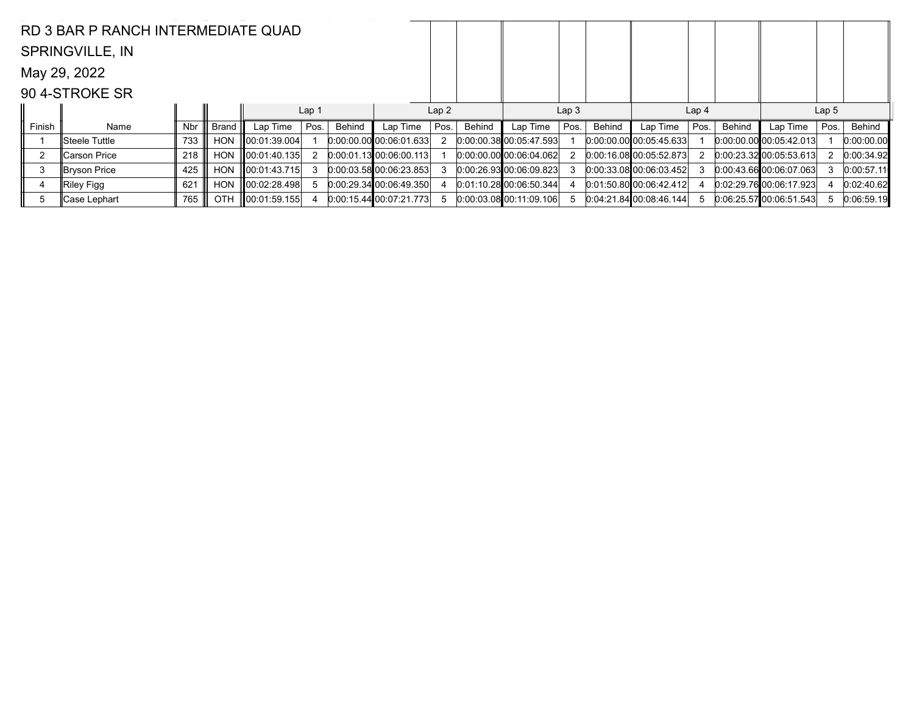RD 3 BAR P RANCH INTERMEDIATE QUAD

SPRINGVILLE, IN

May 29, 2022

90 4-STROKE SR

| | | | | Lap 1 | | | Lap 2 | | | Lap 3 | | | Lap 4 | | | Lap 5 | | |
|---|---|---|---|---|---|---|---|---|---|---|---|---|---|---|---|---|---|---|
| Finish | Name | Nbr | Brand | Lap Time | Pos. | Behind | Lap Time | Pos. | Behind | Lap Time | Pos. | Behind | Lap Time | Pos. | Behind | Lap Time | Pos. | Behind |
| 1 | Steele Tuttle | 733 | HON | 00:01:39.004 | 1 | 0:00:00.00 | 00:06:01.633 | 2 | 0:00:00.38 | 00:05:47.593 | 1 | 0:00:00.00 | 00:05:45.633 | 1 | 0:00:00.00 | 00:05:42.013 | 1 | 0:00:00.00 |
| 2 | Carson Price | 218 | HON | 00:01:40.135 | 2 | 0:00:01.13 | 00:06:00.113 | 1 | 0:00:00.00 | 00:06:04.062 | 2 | 0:00:16.08 | 00:05:52.873 | 2 | 0:00:23.32 | 00:05:53.613 | 2 | 0:00:34.92 |
| 3 | Bryson Price | 425 | HON | 00:01:43.715 | 3 | 0:00:03.58 | 00:06:23.853 | 3 | 0:00:26.93 | 00:06:09.823 | 3 | 0:00:33.08 | 00:06:03.452 | 3 | 0:00:43.66 | 00:06:07.063 | 3 | 0:00:57.11 |
| 4 | Riley Figg | 621 | HON | 00:02:28.498 | 5 | 0:00:29.34 | 00:06:49.350 | 4 | 0:01:10.28 | 00:06:50.344 | 4 | 0:01:50.80 | 00:06:42.412 | 4 | 0:02:29.76 | 00:06:17.923 | 4 | 0:02:40.62 |
| 5 | Case Lephart | 765 | OTH | 00:01:59.155 | 4 | 0:00:15.44 | 00:07:21.773 | 5 | 0:00:03.08 | 00:11:09.106 | 5 | 0:04:21.84 | 00:08:46.144 | 5 | 0:06:25.57 | 00:06:51.543 | 5 | 0:06:59.19 |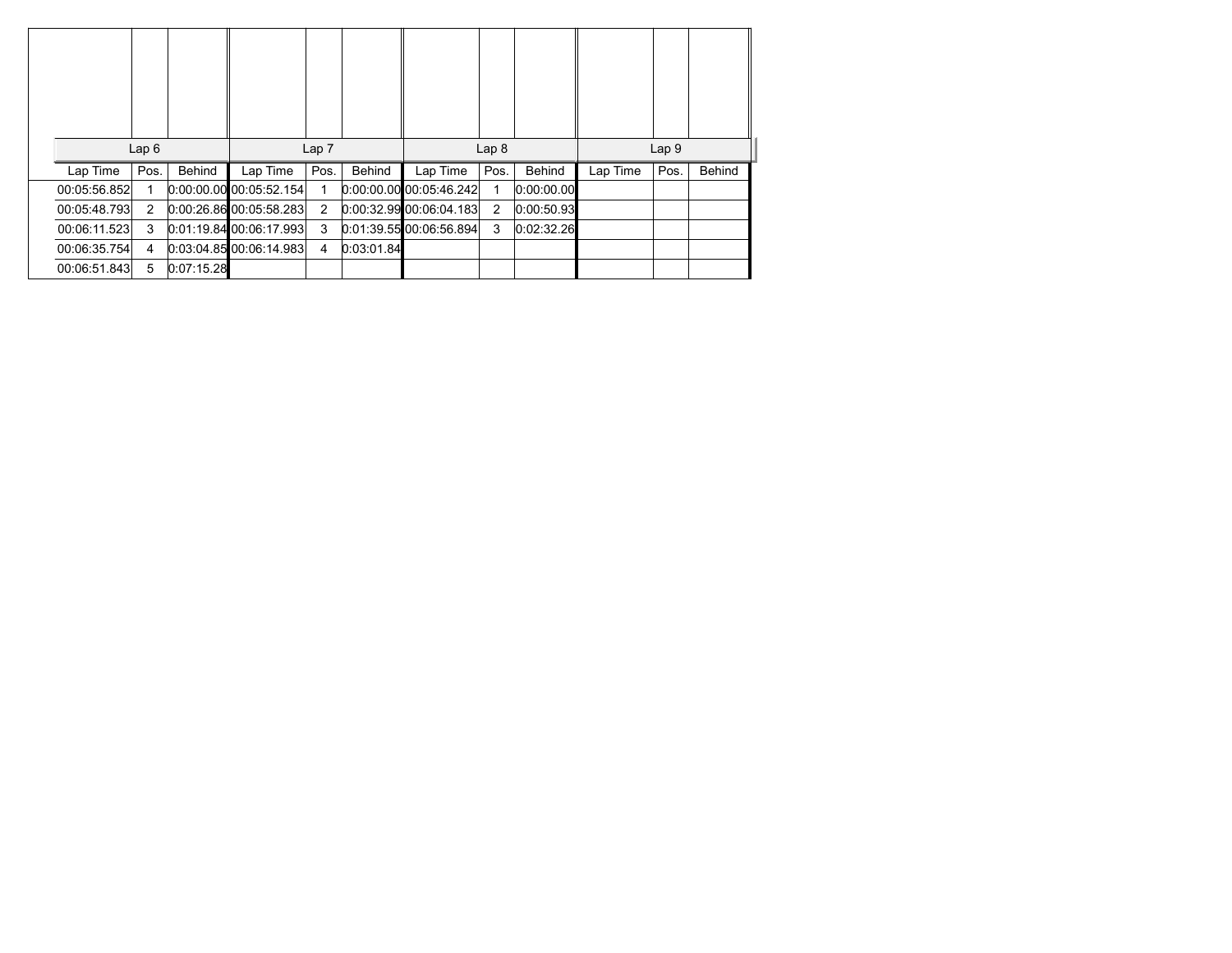| Lap 6 | | | Lap 7 | | | Lap 8 | | | Lap 9 | | |
|---|---|---|---|---|---|---|---|---|---|---|---|
| Lap Time | Pos. | Behind | Lap Time | Pos. | Behind | Lap Time | Pos. | Behind | Lap Time | Pos. | Behind |
| 00:05:56.852 | 1 | 0:00:00.00 | 00:05:52.154 | 1 | 0:00:00.00 | 00:05:46.242 | 1 | 0:00:00.00 | | | |
| 00:05:48.793 | 2 | 0:00:26.86 | 00:05:58.283 | 2 | 0:00:32.99 | 00:06:04.183 | 2 | 0:00:50.93 | | | |
| 00:06:11.523 | 3 | 0:01:19.84 | 00:06:17.993 | 3 | 0:01:39.55 | 00:06:56.894 | 3 | 0:02:32.26 | | | |
| 00:06:35.754 | 4 | 0:03:04.85 | 00:06:14.983 | 4 | 0:03:01.84 | | | | | | |
| 00:06:51.843 | 5 | 0:07:15.28 | | | | | | | | | |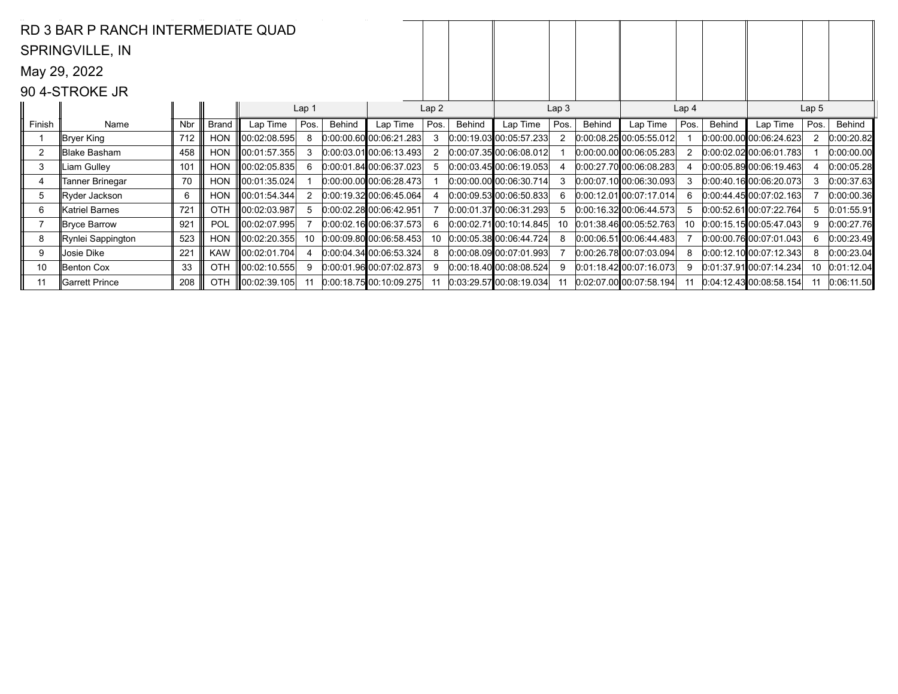RD 3 BAR P RANCH INTERMEDIATE QUAD

SPRINGVILLE, IN

May 29, 2022

90 4-STROKE JR

| | | | | Lap 1 | | | Lap 2 | | | Lap 3 | | | Lap 4 | | | Lap 5 | | |
|---|---|---|---|---|---|---|---|---|---|---|---|---|---|---|---|---|---|---|
| Finish | Name | Nbr | Brand | Lap Time | Pos. | Behind | Lap Time | Pos. | Behind | Lap Time | Pos. | Behind | Lap Time | Pos. | Behind | Lap Time | Pos. | Behind |
| 1 | Bryer King | 712 | HON | 00:02:08.595 | 8 | 0:00:00.60 | 00:06:21.283 | 3 | 0:00:19.03 | 00:05:57.233 | 2 | 0:00:08.25 | 00:05:55.012 | 1 | 0:00:00.00 | 00:06:24.623 | 2 | 0:00:20.82 |
| 2 | Blake Basham | 458 | HON | 00:01:57.355 | 3 | 0:00:03.01 | 00:06:13.493 | 2 | 0:00:07.35 | 00:06:08.012 | 1 | 0:00:00.00 | 00:06:05.283 | 2 | 0:00:02.02 | 00:06:01.783 | 1 | 0:00:00.00 |
| 3 | Liam Gulley | 101 | HON | 00:02:05.835 | 6 | 0:00:01.84 | 00:06:37.023 | 5 | 0:00:03.45 | 00:06:19.053 | 4 | 0:00:27.70 | 00:06:08.283 | 4 | 0:00:05.89 | 00:06:19.463 | 4 | 0:00:05.28 |
| 4 | Tanner Brinegar | 70 | HON | 00:01:35.024 | 1 | 0:00:00.00 | 00:06:28.473 | 1 | 0:00:00.00 | 00:06:30.714 | 3 | 0:00:07.10 | 00:06:30.093 | 3 | 0:00:40.16 | 00:06:20.073 | 3 | 0:00:37.63 |
| 5 | Ryder Jackson | 6 | HON | 00:01:54.344 | 2 | 0:00:19.32 | 00:06:45.064 | 4 | 0:00:09.53 | 00:06:50.833 | 6 | 0:00:12.01 | 00:07:17.014 | 6 | 0:00:44.45 | 00:07:02.163 | 7 | 0:00:00.36 |
| 6 | Katriel Barnes | 721 | OTH | 00:02:03.987 | 5 | 0:00:02.28 | 00:06:42.951 | 7 | 0:00:01.37 | 00:06:31.293 | 5 | 0:00:16.32 | 00:06:44.573 | 5 | 0:00:52.61 | 00:07:22.764 | 5 | 0:01:55.91 |
| 7 | Bryce Barrow | 921 | POL | 00:02:07.995 | 7 | 0:00:02.16 | 00:06:37.573 | 6 | 0:00:02.71 | 00:10:14.845 | 10 | 0:01:38.46 | 00:05:52.763 | 10 | 0:00:15.15 | 00:05:47.043 | 9 | 0:00:27.76 |
| 8 | Rynlei Sappington | 523 | HON | 00:02:20.355 | 10 | 0:00:09.80 | 00:06:58.453 | 10 | 0:00:05.38 | 00:06:44.724 | 8 | 0:00:06.51 | 00:06:44.483 | 7 | 0:00:00.76 | 00:07:01.043 | 6 | 0:00:23.49 |
| 9 | Josie Dike | 221 | KAW | 00:02:01.704 | 4 | 0:00:04.34 | 00:06:53.324 | 8 | 0:00:08.09 | 00:07:01.993 | 7 | 0:00:26.78 | 00:07:03.094 | 8 | 0:00:12.10 | 00:07:12.343 | 8 | 0:00:23.04 |
| 10 | Benton Cox | 33 | OTH | 00:02:10.555 | 9 | 0:00:01.96 | 00:07:02.873 | 9 | 0:00:18.40 | 00:08:08.524 | 9 | 0:01:18.42 | 00:07:16.073 | 9 | 0:01:37.91 | 00:07:14.234 | 10 | 0:01:12.04 |
| 11 | Garrett Prince | 208 | OTH | 00:02:39.105 | 11 | 0:00:18.75 | 00:10:09.275 | 11 | 0:03:29.57 | 00:08:19.034 | 11 | 0:02:07.00 | 00:07:58.194 | 11 | 0:04:12.43 | 00:08:58.154 | 11 | 0:06:11.50 |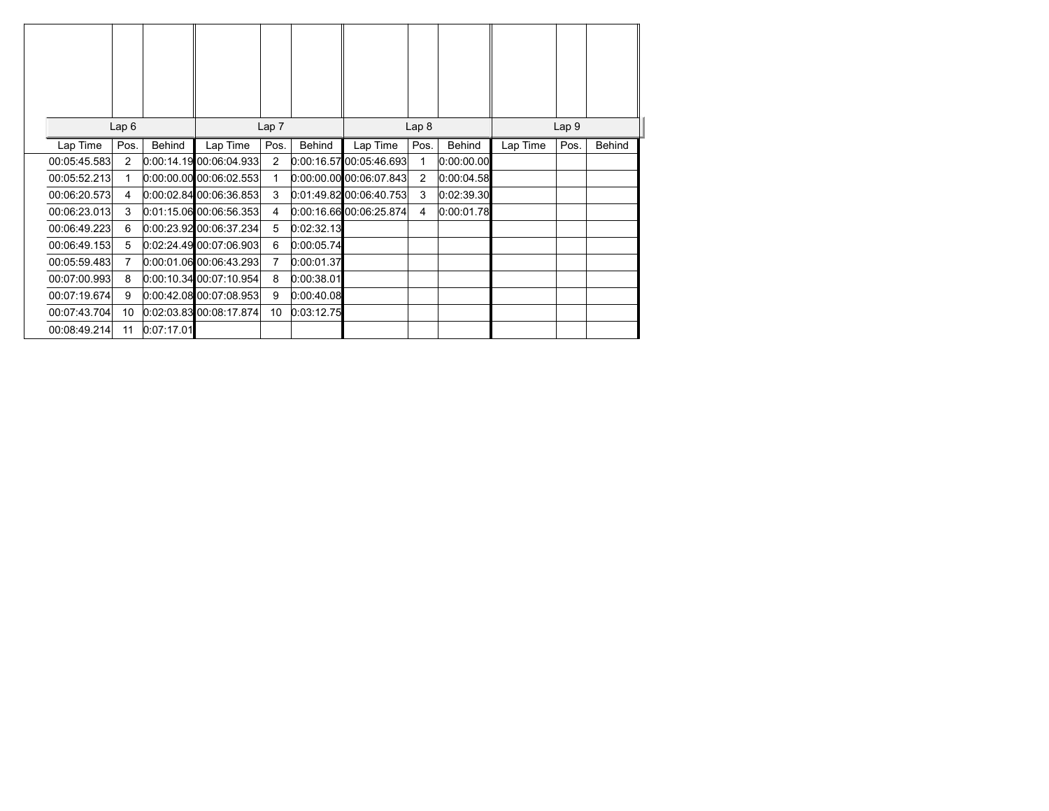| Lap 6 | | | Lap 7 | | | Lap 8 | | | Lap 9 | | |
|---|---|---|---|---|---|---|---|---|---|---|---|
| Lap Time | Pos. | Behind | Lap Time | Pos. | Behind | Lap Time | Pos. | Behind | Lap Time | Pos. | Behind |
| 00:05:45.583 | 2 | 0:00:14.19 | 00:06:04.933 | 2 | 0:00:16.57 | 00:05:46.693 | 1 | 0:00:00.00 | | | |
| 00:05:52.213 | 1 | 0:00:00.00 | 00:06:02.553 | 1 | 0:00:00.00 | 00:06:07.843 | 2 | 0:00:04.58 | | | |
| 00:06:20.573 | 4 | 0:00:02.84 | 00:06:36.853 | 3 | 0:01:49.82 | 00:06:40.753 | 3 | 0:02:39.30 | | | |
| 00:06:23.013 | 3 | 0:01:15.06 | 00:06:56.353 | 4 | 0:00:16.66 | 00:06:25.874 | 4 | 0:00:01.78 | | | |
| 00:06:49.223 | 6 | 0:00:23.92 | 00:06:37.234 | 5 | 0:02:32.13 | | | | | | |
| 00:06:49.153 | 5 | 0:02:24.49 | 00:07:06.903 | 6 | 0:00:05.74 | | | | | | |
| 00:05:59.483 | 7 | 0:00:01.06 | 00:06:43.293 | 7 | 0:00:01.37 | | | | | | |
| 00:07:00.993 | 8 | 0:00:10.34 | 00:07:10.954 | 8 | 0:00:38.01 | | | | | | |
| 00:07:19.674 | 9 | 0:00:42.08 | 00:07:08.953 | 9 | 0:00:40.08 | | | | | | |
| 00:07:43.704 | 10 | 0:02:03.83 | 00:08:17.874 | 10 | 0:03:12.75 | | | | | | |
| 00:08:49.214 | 11 | 0:07:17.01 | | | | | | | | | |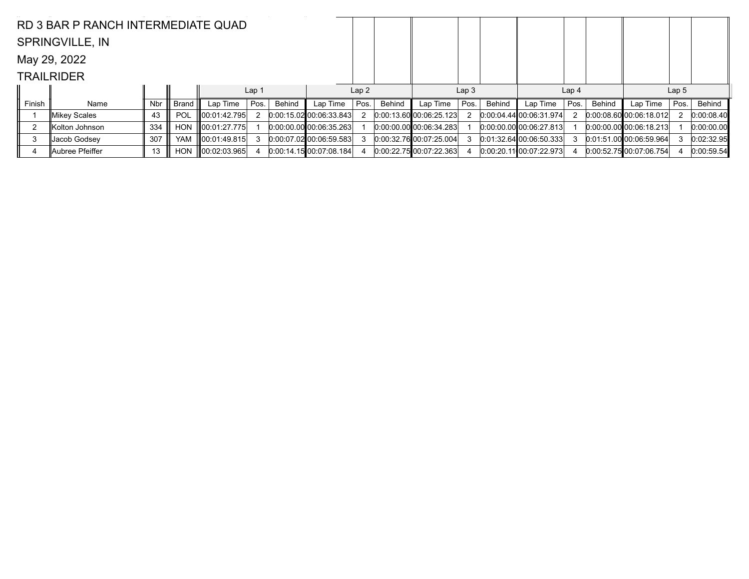RD 3 BAR P RANCH INTERMEDIATE QUAD

SPRINGVILLE, IN

May 29, 2022

TRAILRIDER

| | | | | Lap 1 | | | Lap 2 | | | Lap 3 | | | Lap 4 | | | Lap 5 | | |
|---|---|---|---|---|---|---|---|---|---|---|---|---|---|---|---|---|---|---|
| Finish | Name | Nbr | Brand | Lap Time | Pos. | Behind | Lap Time | Pos. | Behind | Lap Time | Pos. | Behind | Lap Time | Pos. | Behind | Lap Time | Pos. | Behind |
| 1 | Mikey Scales | 43 | POL | 00:01:42.795 | 2 | 0:00:15.02 | 00:06:33.843 | 2 | 0:00:13.60 | 00:06:25.123 | 2 | 0:00:04.44 | 00:06:31.974 | 2 | 0:00:08.60 | 00:06:18.012 | 2 | 0:00:08.40 |
| 2 | Kolton Johnson | 334 | HON | 00:01:27.775 | 1 | 0:00:00.00 | 00:06:35.263 | 1 | 0:00:00.00 | 00:06:34.283 | 1 | 0:00:00.00 | 00:06:27.813 | 1 | 0:00:00.00 | 00:06:18.213 | 1 | 0:00:00.00 |
| 3 | Jacob Godsey | 307 | YAM | 00:01:49.815 | 3 | 0:00:07.02 | 00:06:59.583 | 3 | 0:00:32.76 | 00:07:25.004 | 3 | 0:01:32.64 | 00:06:50.333 | 3 | 0:01:51.00 | 00:06:59.964 | 3 | 0:02:32.95 |
| 4 | Aubree Pfeiffer | 13 | HON | 00:02:03.965 | 4 | 0:00:14.15 | 00:07:08.184 | 4 | 0:00:22.75 | 00:07:22.363 | 4 | 0:00:20.11 | 00:07:22.973 | 4 | 0:00:52.75 | 00:07:06.754 | 4 | 0:00:59.54 |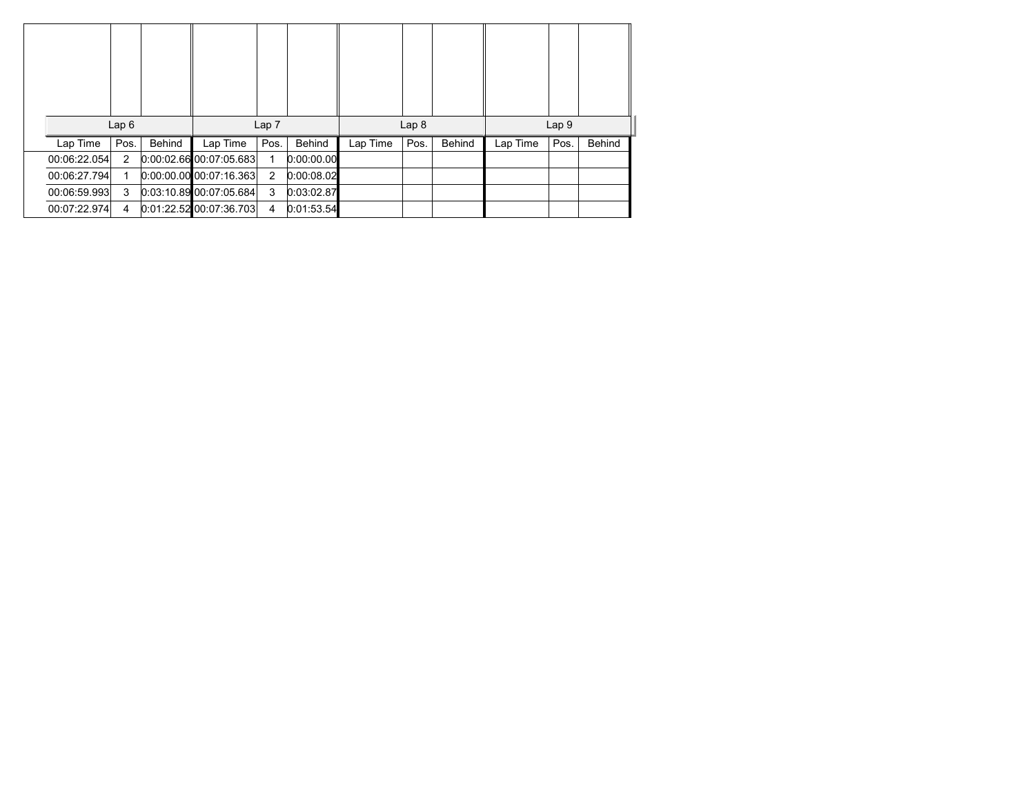| Lap 6 | | | Lap 7 | | | Lap 8 | | | Lap 9 | | |
|---|---|---|---|---|---|---|---|---|---|---|---|
| Lap Time | Pos. | Behind | Lap Time | Pos. | Behind | Lap Time | Pos. | Behind | Lap Time | Pos. | Behind |
| 00:06:22.054 | 2 | 0:00:02.66 | 00:07:05.683 | 1 | 0:00:00.00 | | | | | | |
| 00:06:27.794 | 1 | 0:00:00.00 | 00:07:16.363 | 2 | 0:00:08.02 | | | | | | |
| 00:06:59.993 | 3 | 0:03:10.89 | 00:07:05.684 | 3 | 0:03:02.87 | | | | | | |
| 00:07:22.974 | 4 | 0:01:22.52 | 00:07:36.703 | 4 | 0:01:53.54 | | | | | | |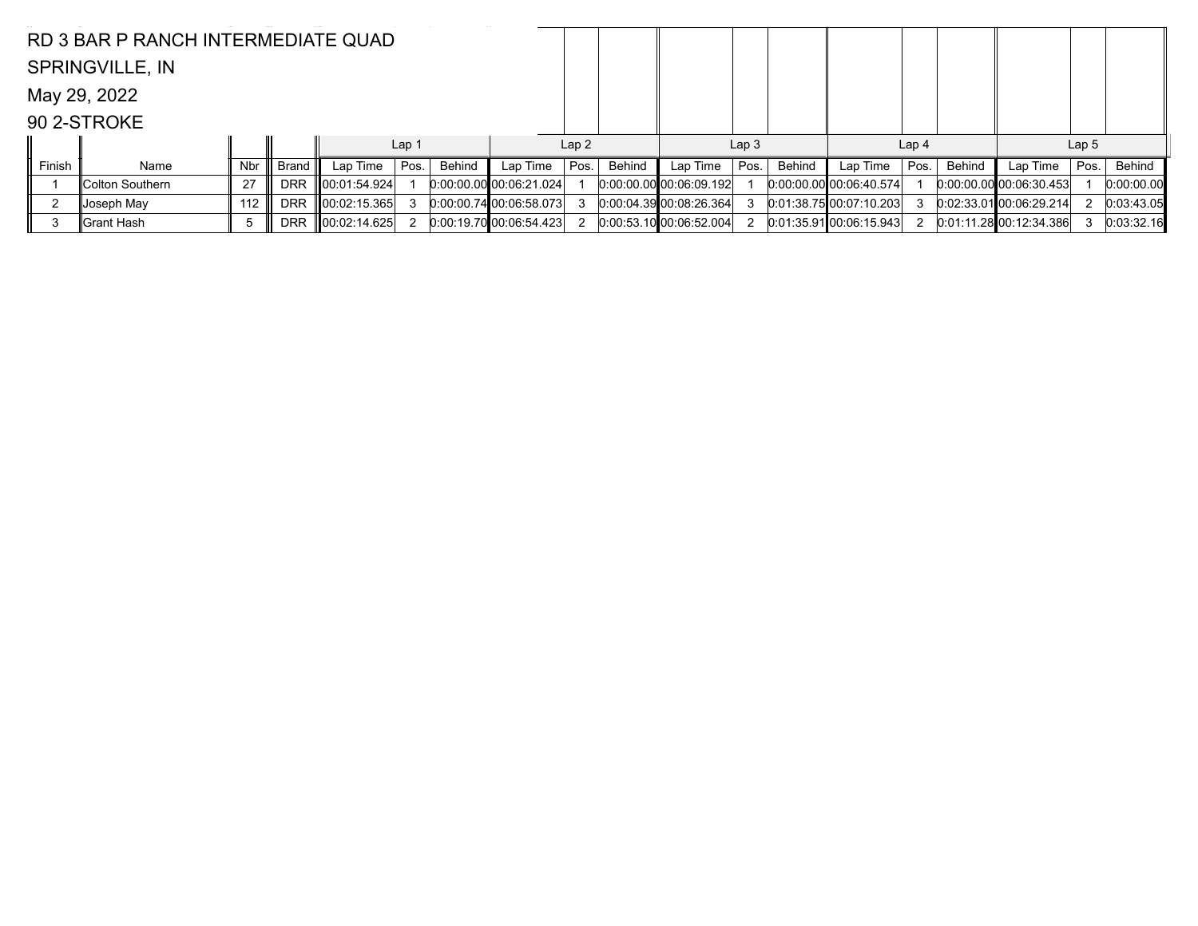RD 3 BAR P RANCH INTERMEDIATE QUAD

SPRINGVILLE, IN

May 29, 2022

90 2-STROKE

| | | | | Lap 1 | | | Lap 2 | | | Lap 3 | | | Lap 4 | | | Lap 5 | | |
|---|---|---|---|---|---|---|---|---|---|---|---|---|---|---|---|---|---|---|
| Finish | Name | Nbr | Brand | Lap Time | Pos. | Behind | Lap Time | Pos. | Behind | Lap Time | Pos. | Behind | Lap Time | Pos. | Behind | Lap Time | Pos. | Behind |
| 1 | Colton Southern | 27 | DRR | 00:01:54.924 | 1 | 0:00:00.00 | 00:06:21.024 | 1 | 0:00:00.00 | 00:06:09.192 | 1 | 0:00:00.00 | 00:06:40.574 | 1 | 0:00:00.00 | 00:06:30.453 | 1 | 0:00:00.00 |
| 2 | Joseph May | 112 | DRR | 00:02:15.365 | 3 | 0:00:00.74 | 00:06:58.073 | 3 | 0:00:04.39 | 00:08:26.364 | 3 | 0:01:38.75 | 00:07:10.203 | 3 | 0:02:33.01 | 00:06:29.214 | 2 | 0:03:43.05 |
| 3 | Grant Hash | 5 | DRR | 00:02:14.625 | 2 | 0:00:19.70 | 00:06:54.423 | 2 | 0:00:53.10 | 00:06:52.004 | 2 | 0:01:35.91 | 00:06:15.943 | 2 | 0:01:11.28 | 00:12:34.386 | 3 | 0:03:32.16 |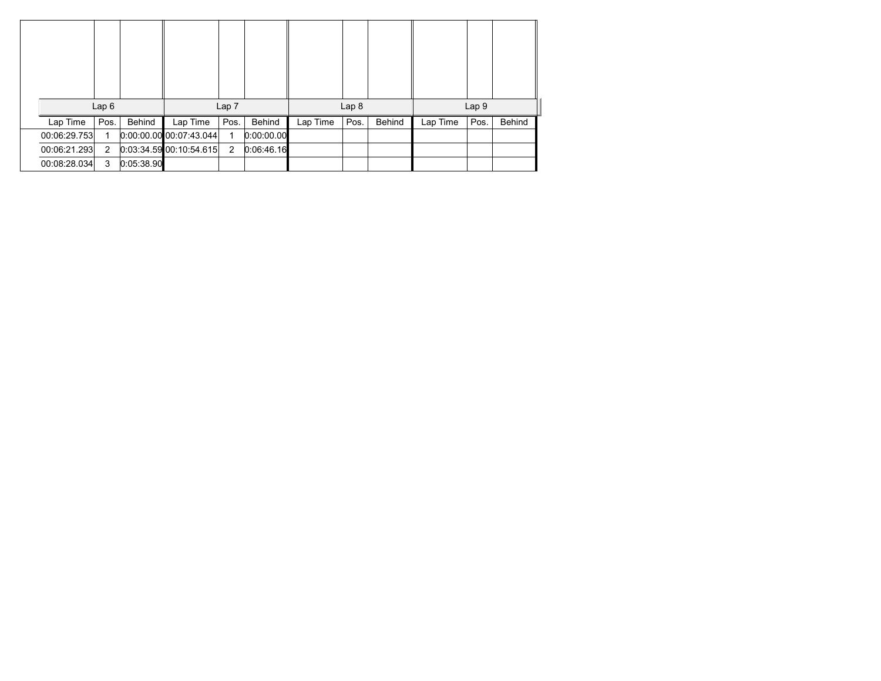| Lap 6 | | | Lap 7 | | | Lap 8 | | | Lap 9 | | |
|---|---|---|---|---|---|---|---|---|---|---|---|
| Lap Time | Pos. | Behind | Lap Time | Pos. | Behind | Lap Time | Pos. | Behind | Lap Time | Pos. | Behind |
| 00:06:29.753 | 1 | 0:00:00.00 | 00:07:43.044 | 1 | 0:00:00.00 | | | | | | |
| 00:06:21.293 | 2 | 0:03:34.59 | 00:10:54.615 | 2 | 0:06:46.16 | | | | | | |
| 00:08:28.034 | 3 | 0:05:38.90 | | | | | | | | | |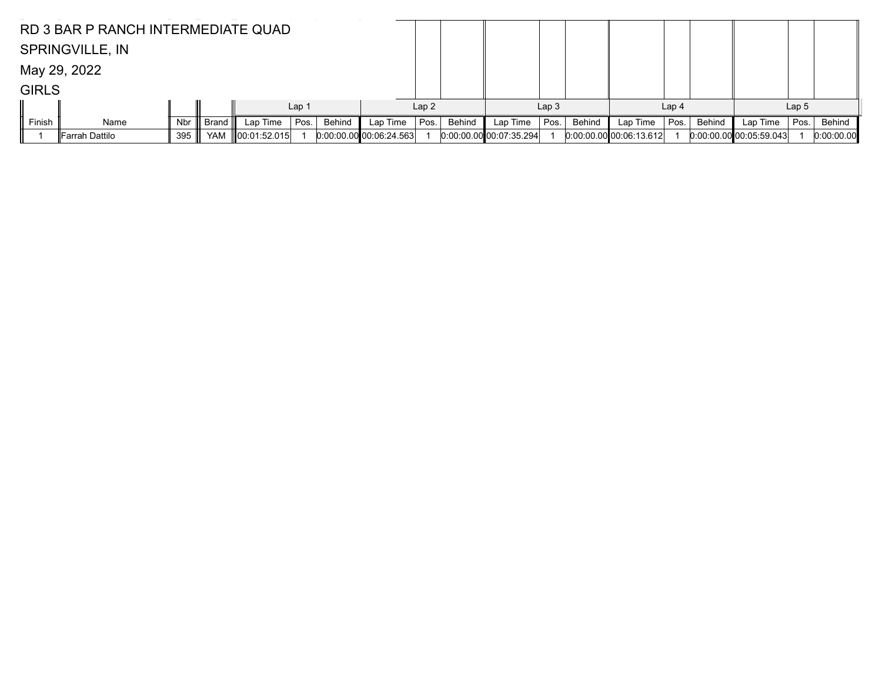RD 3 BAR P RANCH INTERMEDIATE QUAD

SPRINGVILLE, IN

May 29, 2022

GIRLS

| | | | | Lap 1 | | | Lap 2 | | | Lap 3 | | | Lap 4 | | | Lap 5 | | |
|---|---|---|---|---|---|---|---|---|---|---|---|---|---|---|---|---|---|---|
| Finish | Name | Nbr | Brand | Lap Time | Pos. | Behind | Lap Time | Pos. | Behind | Lap Time | Pos. | Behind | Lap Time | Pos. | Behind | Lap Time | Pos. | Behind |
| 1 | Farrah Dattilo | 395 | YAM | 00:01:52.015 | 1 | 0:00:00.00 | 00:06:24.563 | 1 | 0:00:00.00 | 00:07:35.294 | 1 | 0:00:00.00 | 00:06:13.612 | 1 | 0:00:00.00 | 00:05:59.043 | 1 | 0:00:00.00 |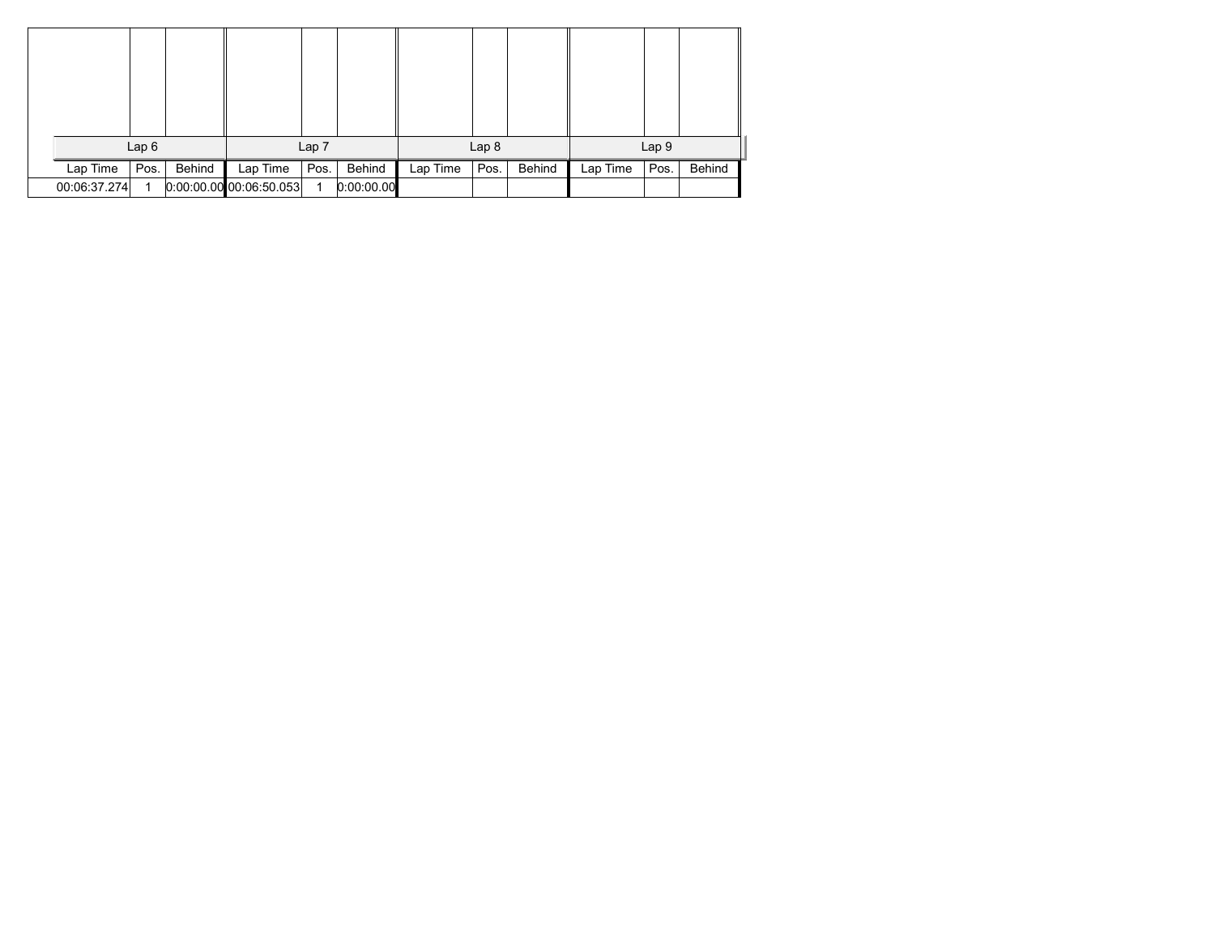| Lap 6 | | | Lap 7 | | | Lap 8 | | | Lap 9 | | |
|---|---|---|---|---|---|---|---|---|---|---|---|
| Lap Time | Pos. | Behind | Lap Time | Pos. | Behind | Lap Time | Pos. | Behind | Lap Time | Pos. | Behind |
| 00:06:37.274 | 1 | 0:00:00.00 | 00:06:50.053 | 1 | 0:00:00.00 | | | | | | |